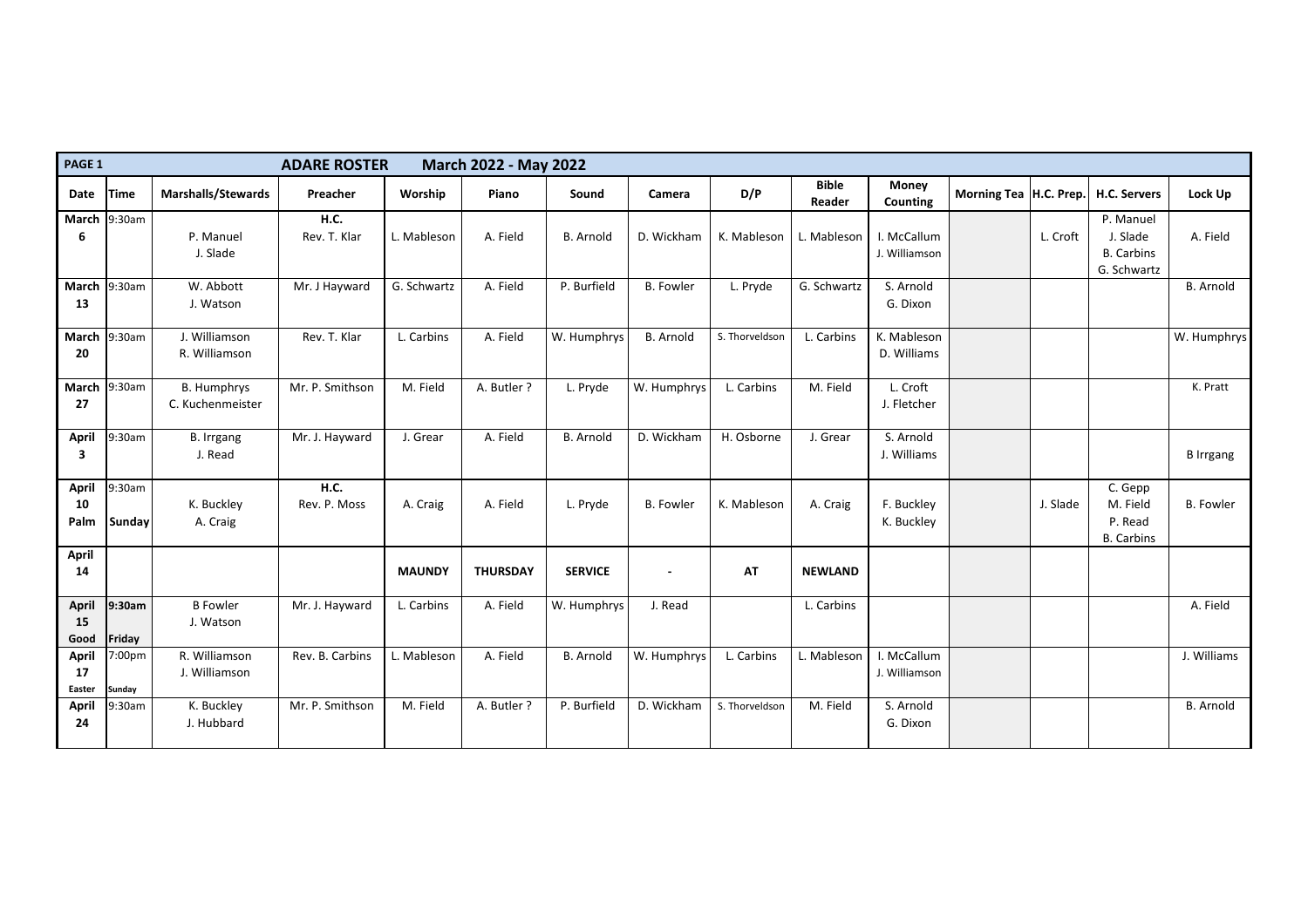**PAGE 1** **ADARE ROSTER** **March 2022 - May 2022**

| Date | Time | Marshalls/Stewards | Preacher | Worship | Piano | Sound | Camera | D/P | Bible Reader | Money Counting | Morning Tea | H.C. Prep. | H.C. Servers | Lock Up |
|---|---|---|---|---|---|---|---|---|---|---|---|---|---|---|
| **March 6** | 9:30am | P. Manuel<br>J. Slade | **H.C.**<br>Rev. T. Klar | L. Mableson | A. Field | B. Arnold | D. Wickham | K. Mableson | L. Mableson | I. McCallum<br>J. Williamson | | L. Croft | P. Manuel<br>J. Slade<br>B. Carbins<br>G. Schwartz | A. Field |
| **March 13** | 9:30am | W. Abbott<br>J. Watson | Mr. J Hayward | G. Schwartz | A. Field | P. Burfield | B. Fowler | L. Pryde | G. Schwartz | S. Arnold<br>G. Dixon | | | | B. Arnold |
| **March 20** | 9:30am | J. Williamson<br>R. Williamson | Rev. T. Klar | L. Carbins | A. Field | W. Humphrys | B. Arnold | S. Thorveldson | L. Carbins | K. Mableson<br>D. Williams | | | | W. Humphrys |
| **March 27** | 9:30am | B. Humphrys<br>C. Kuchenmeister | Mr. P. Smithson | M. Field | A. Butler ? | L. Pryde | W. Humphrys | L. Carbins | M. Field | L. Croft<br>J. Fletcher | | | | K. Pratt |
| **April 3** | 9:30am | B. Irrgang<br>J. Read | Mr. J. Hayward | J. Grear | A. Field | B. Arnold | D. Wickham | H. Osborne | J. Grear | S. Arnold<br>J. Williams | | | | B Irrgang |
| **April 10 Palm** | 9:30am **Sunday** | K. Buckley<br>A. Craig | **H.C.**<br>Rev. P. Moss | A. Craig | A. Field | L. Pryde | B. Fowler | K. Mableson | A. Craig | F. Buckley<br>K. Buckley | | J. Slade | C. Gepp<br>M. Field<br>P. Read<br>B. Carbins | B. Fowler |
| **April 14** | | | | **MAUNDY** | **THURSDAY** | **SERVICE** | - | **AT** | **NEWLAND** | | | | | |
| **April 15 Good** | **9:30am Friday** | B Fowler<br>J. Watson | Mr. J. Hayward | L. Carbins | A. Field | W. Humphrys | J. Read | | L. Carbins | | | | | A. Field |
| **April 17 Easter** | 7:00pm Sunday | R. Williamson<br>J. Williamson | Rev. B. Carbins | L. Mableson | A. Field | B. Arnold | W. Humphrys | L. Carbins | L. Mableson | I. McCallum<br>J. Williamson | | | | J. Williams |
| **April 24** | 9:30am | K. Buckley<br>J. Hubbard | Mr. P. Smithson | M. Field | A. Butler ? | P. Burfield | D. Wickham | S. Thorveldson | M. Field | S. Arnold<br>G. Dixon | | | | B. Arnold |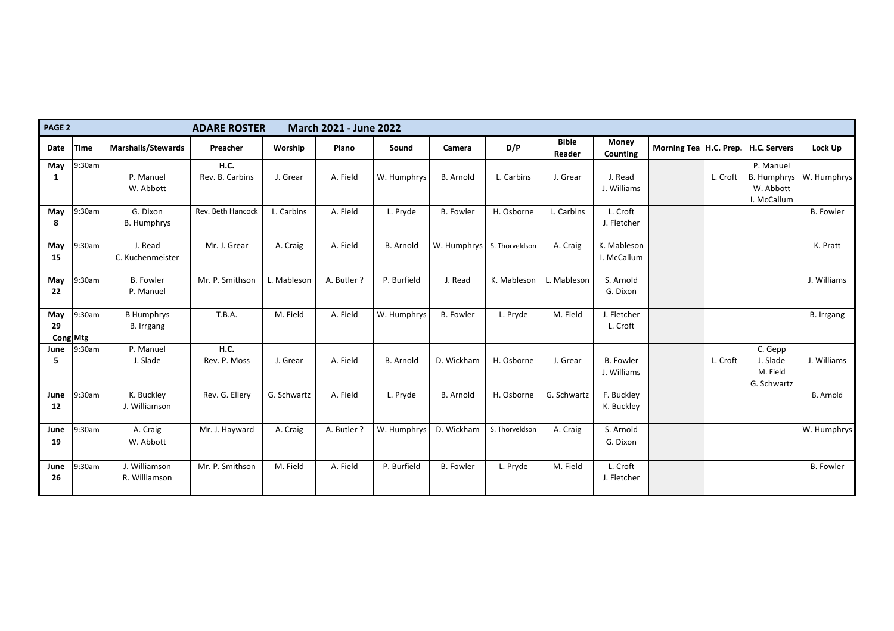**PAGE 2** **ADARE ROSTER** **March 2021 - June 2022**

| Date | Time | Marshalls/Stewards | Preacher | Worship | Piano | Sound | Camera | D/P | Bible Reader | Money Counting | Morning Tea | H.C. Prep. | H.C. Servers | Lock Up |
|---|---|---|---|---|---|---|---|---|---|---|---|---|---|---|
| **May 1** | 9:30am | P. Manuel W. Abbott | **H.C.** Rev. B. Carbins | J. Grear | A. Field | W. Humphrys | B. Arnold | L. Carbins | J. Grear | J. Read J. Williams | | L. Croft | P. Manuel B. Humphrys W. Abbott I. McCallum | W. Humphrys |
| **May 8** | 9:30am | G. Dixon B. Humphrys | Rev. Beth Hancock | L. Carbins | A. Field | L. Pryde | B. Fowler | H. Osborne | L. Carbins | L. Croft J. Fletcher | | | | B. Fowler |
| **May 15** | 9:30am | J. Read C. Kuchenmeister | Mr. J. Grear | A. Craig | A. Field | B. Arnold | W. Humphrys | S. Thorveldson | A. Craig | K. Mableson I. McCallum | | | | K. Pratt |
| **May 22** | 9:30am | B. Fowler P. Manuel | Mr. P. Smithson | L. Mableson | A. Butler ? | P. Burfield | J. Read | K. Mableson | L. Mableson | S. Arnold G. Dixon | | | | J. Williams |
| **May 29 Cong Mtg** | 9:30am | B Humphrys B. Irrgang | T.B.A. | M. Field | A. Field | W. Humphrys | B. Fowler | L. Pryde | M. Field | J. Fletcher L. Croft | | | | B. Irrgang |
| **June 5** | 9:30am | P. Manuel J. Slade | **H.C.** Rev. P. Moss | J. Grear | A. Field | B. Arnold | D. Wickham | H. Osborne | J. Grear | B. Fowler J. Williams | | L. Croft | C. Gepp J. Slade M. Field G. Schwartz | J. Williams |
| **June 12** | 9:30am | K. Buckley J. Williamson | Rev. G. Ellery | G. Schwartz | A. Field | L. Pryde | B. Arnold | H. Osborne | G. Schwartz | F. Buckley K. Buckley | | | | B. Arnold |
| **June 19** | 9:30am | A. Craig W. Abbott | Mr. J. Hayward | A. Craig | A. Butler ? | W. Humphrys | D. Wickham | S. Thorveldson | A. Craig | S. Arnold G. Dixon | | | | W. Humphrys |
| **June 26** | 9:30am | J. Williamson R. Williamson | Mr. P. Smithson | M. Field | A. Field | P. Burfield | B. Fowler | L. Pryde | M. Field | L. Croft J. Fletcher | | | | B. Fowler |